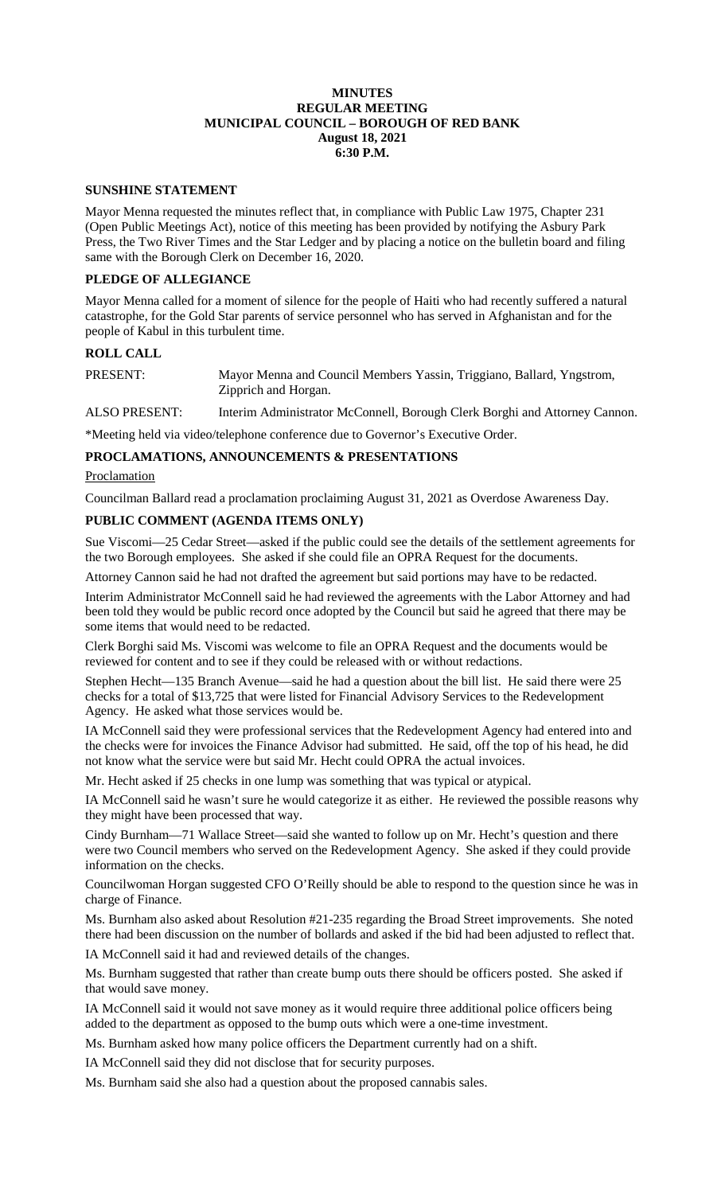# MINUTES
## REGULAR MEETING
## MUNICIPAL COUNCIL – BOROUGH OF RED BANK
**August 18, 2021**
**6:30 P.M.**

## SUNSHINE STATEMENT

Mayor Menna requested the minutes reflect that, in compliance with Public Law 1975, Chapter 231 (Open Public Meetings Act), notice of this meeting has been provided by notifying the Asbury Park Press, the Two River Times and the Star Ledger and by placing a notice on the bulletin board and filing same with the Borough Clerk on December 16, 2020.

## PLEDGE OF ALLEGIANCE

Mayor Menna called for a moment of silence for the people of Haiti who had recently suffered a natural catastrophe, for the Gold Star parents of service personnel who has served in Afghanistan and for the people of Kabul in this turbulent time.

## ROLL CALL

PRESENT: Mayor Menna and Council Members Yassin, Triggiano, Ballard, Yngstrom, Zipprich and Horgan.

ALSO PRESENT: Interim Administrator McConnell, Borough Clerk Borghi and Attorney Cannon.

*Meeting held via video/telephone conference due to Governor's Executive Order.

## PROCLAMATIONS, ANNOUNCEMENTS & PRESENTATIONS

Proclamation

Councilman Ballard read a proclamation proclaiming August 31, 2021 as Overdose Awareness Day.

## PUBLIC COMMENT (AGENDA ITEMS ONLY)

Sue Viscomi—25 Cedar Street—asked if the public could see the details of the settlement agreements for the two Borough employees. She asked if she could file an OPRA Request for the documents.

Attorney Cannon said he had not drafted the agreement but said portions may have to be redacted.

Interim Administrator McConnell said he had reviewed the agreements with the Labor Attorney and had been told they would be public record once adopted by the Council but said he agreed that there may be some items that would need to be redacted.

Clerk Borghi said Ms. Viscomi was welcome to file an OPRA Request and the documents would be reviewed for content and to see if they could be released with or without redactions.

Stephen Hecht—135 Branch Avenue—said he had a question about the bill list. He said there were 25 checks for a total of $13,725 that were listed for Financial Advisory Services to the Redevelopment Agency. He asked what those services would be.

IA McConnell said they were professional services that the Redevelopment Agency had entered into and the checks were for invoices the Finance Advisor had submitted. He said, off the top of his head, he did not know what the service were but said Mr. Hecht could OPRA the actual invoices.

Mr. Hecht asked if 25 checks in one lump was something that was typical or atypical.

IA McConnell said he wasn't sure he would categorize it as either. He reviewed the possible reasons why they might have been processed that way.

Cindy Burnham—71 Wallace Street—said she wanted to follow up on Mr. Hecht's question and there were two Council members who served on the Redevelopment Agency. She asked if they could provide information on the checks.

Councilwoman Horgan suggested CFO O'Reilly should be able to respond to the question since he was in charge of Finance.

Ms. Burnham also asked about Resolution #21-235 regarding the Broad Street improvements. She noted there had been discussion on the number of bollards and asked if the bid had been adjusted to reflect that.

IA McConnell said it had and reviewed details of the changes.

Ms. Burnham suggested that rather than create bump outs there should be officers posted. She asked if that would save money.

IA McConnell said it would not save money as it would require three additional police officers being added to the department as opposed to the bump outs which were a one-time investment.

Ms. Burnham asked how many police officers the Department currently had on a shift.

IA McConnell said they did not disclose that for security purposes.

Ms. Burnham said she also had a question about the proposed cannabis sales.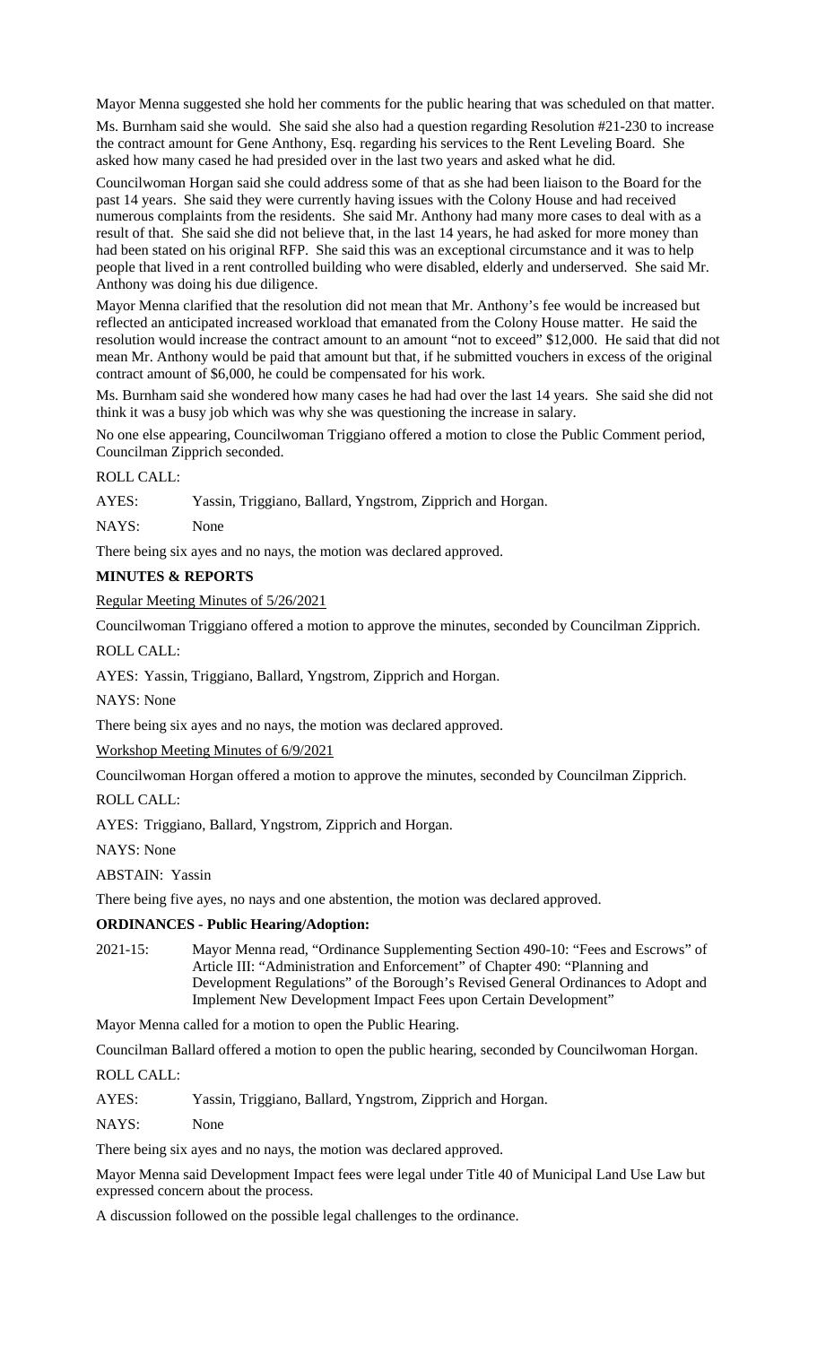Mayor Menna suggested she hold her comments for the public hearing that was scheduled on that matter.

Ms. Burnham said she would. She said she also had a question regarding Resolution #21-230 to increase the contract amount for Gene Anthony, Esq. regarding his services to the Rent Leveling Board. She asked how many cased he had presided over in the last two years and asked what he did.

Councilwoman Horgan said she could address some of that as she had been liaison to the Board for the past 14 years. She said they were currently having issues with the Colony House and had received numerous complaints from the residents. She said Mr. Anthony had many more cases to deal with as a result of that. She said she did not believe that, in the last 14 years, he had asked for more money than had been stated on his original RFP. She said this was an exceptional circumstance and it was to help people that lived in a rent controlled building who were disabled, elderly and underserved. She said Mr. Anthony was doing his due diligence.

Mayor Menna clarified that the resolution did not mean that Mr. Anthony's fee would be increased but reflected an anticipated increased workload that emanated from the Colony House matter. He said the resolution would increase the contract amount to an amount "not to exceed" $12,000. He said that did not mean Mr. Anthony would be paid that amount but that, if he submitted vouchers in excess of the original contract amount of $6,000, he could be compensated for his work.

Ms. Burnham said she wondered how many cases he had had over the last 14 years. She said she did not think it was a busy job which was why she was questioning the increase in salary.

No one else appearing, Councilwoman Triggiano offered a motion to close the Public Comment period, Councilman Zipprich seconded.

ROLL CALL:

AYES: Yassin, Triggiano, Ballard, Yngstrom, Zipprich and Horgan.

NAYS: None

There being six ayes and no nays, the motion was declared approved.

**MINUTES & REPORTS**

Regular Meeting Minutes of 5/26/2021

Councilwoman Triggiano offered a motion to approve the minutes, seconded by Councilman Zipprich.

ROLL CALL:

AYES: Yassin, Triggiano, Ballard, Yngstrom, Zipprich and Horgan.

NAYS: None

There being six ayes and no nays, the motion was declared approved.

Workshop Meeting Minutes of 6/9/2021

Councilwoman Horgan offered a motion to approve the minutes, seconded by Councilman Zipprich.

ROLL CALL:

AYES: Triggiano, Ballard, Yngstrom, Zipprich and Horgan.

NAYS: None

ABSTAIN: Yassin

There being five ayes, no nays and one abstention, the motion was declared approved.

**ORDINANCES - Public Hearing/Adoption:**

2021-15: Mayor Menna read, "Ordinance Supplementing Section 490-10: "Fees and Escrows" of Article III: "Administration and Enforcement" of Chapter 490: "Planning and Development Regulations" of the Borough's Revised General Ordinances to Adopt and Implement New Development Impact Fees upon Certain Development"

Mayor Menna called for a motion to open the Public Hearing.

Councilman Ballard offered a motion to open the public hearing, seconded by Councilwoman Horgan.

ROLL CALL:

AYES: Yassin, Triggiano, Ballard, Yngstrom, Zipprich and Horgan.

NAYS: None

There being six ayes and no nays, the motion was declared approved.

Mayor Menna said Development Impact fees were legal under Title 40 of Municipal Land Use Law but expressed concern about the process.

A discussion followed on the possible legal challenges to the ordinance.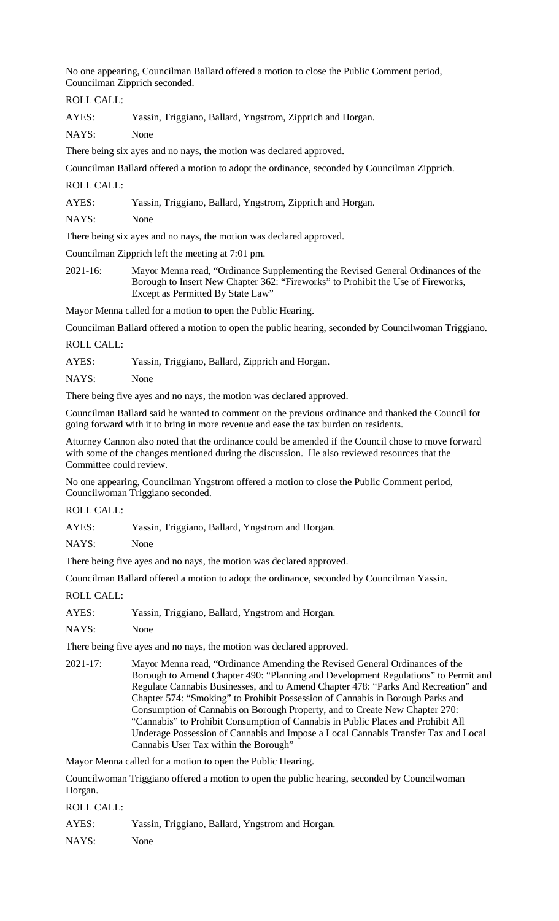No one appearing, Councilman Ballard offered a motion to close the Public Comment period, Councilman Zipprich seconded.

ROLL CALL:

AYES: Yassin, Triggiano, Ballard, Yngstrom, Zipprich and Horgan.

NAYS: None

There being six ayes and no nays, the motion was declared approved.

Councilman Ballard offered a motion to adopt the ordinance, seconded by Councilman Zipprich.

ROLL CALL:

AYES: Yassin, Triggiano, Ballard, Yngstrom, Zipprich and Horgan.

NAYS: None

There being six ayes and no nays, the motion was declared approved.

Councilman Zipprich left the meeting at 7:01 pm.

2021-16: Mayor Menna read, "Ordinance Supplementing the Revised General Ordinances of the Borough to Insert New Chapter 362: "Fireworks" to Prohibit the Use of Fireworks, Except as Permitted By State Law"

Mayor Menna called for a motion to open the Public Hearing.

Councilman Ballard offered a motion to open the public hearing, seconded by Councilwoman Triggiano.

ROLL CALL:

AYES: Yassin, Triggiano, Ballard, Zipprich and Horgan.

NAYS: None

There being five ayes and no nays, the motion was declared approved.

Councilman Ballard said he wanted to comment on the previous ordinance and thanked the Council for going forward with it to bring in more revenue and ease the tax burden on residents.

Attorney Cannon also noted that the ordinance could be amended if the Council chose to move forward with some of the changes mentioned during the discussion. He also reviewed resources that the Committee could review.

No one appearing, Councilman Yngstrom offered a motion to close the Public Comment period, Councilwoman Triggiano seconded.

ROLL CALL:

AYES: Yassin, Triggiano, Ballard, Yngstrom and Horgan.

NAYS: None

There being five ayes and no nays, the motion was declared approved.

Councilman Ballard offered a motion to adopt the ordinance, seconded by Councilman Yassin.

ROLL CALL:

AYES: Yassin, Triggiano, Ballard, Yngstrom and Horgan.

NAYS: None

There being five ayes and no nays, the motion was declared approved.

2021-17: Mayor Menna read, "Ordinance Amending the Revised General Ordinances of the Borough to Amend Chapter 490: "Planning and Development Regulations" to Permit and Regulate Cannabis Businesses, and to Amend Chapter 478: "Parks And Recreation" and Chapter 574: "Smoking" to Prohibit Possession of Cannabis in Borough Parks and Consumption of Cannabis on Borough Property, and to Create New Chapter 270: "Cannabis" to Prohibit Consumption of Cannabis in Public Places and Prohibit All Underage Possession of Cannabis and Impose a Local Cannabis Transfer Tax and Local Cannabis User Tax within the Borough"

Mayor Menna called for a motion to open the Public Hearing.

Councilwoman Triggiano offered a motion to open the public hearing, seconded by Councilwoman Horgan.

ROLL CALL:

AYES: Yassin, Triggiano, Ballard, Yngstrom and Horgan.

NAYS: None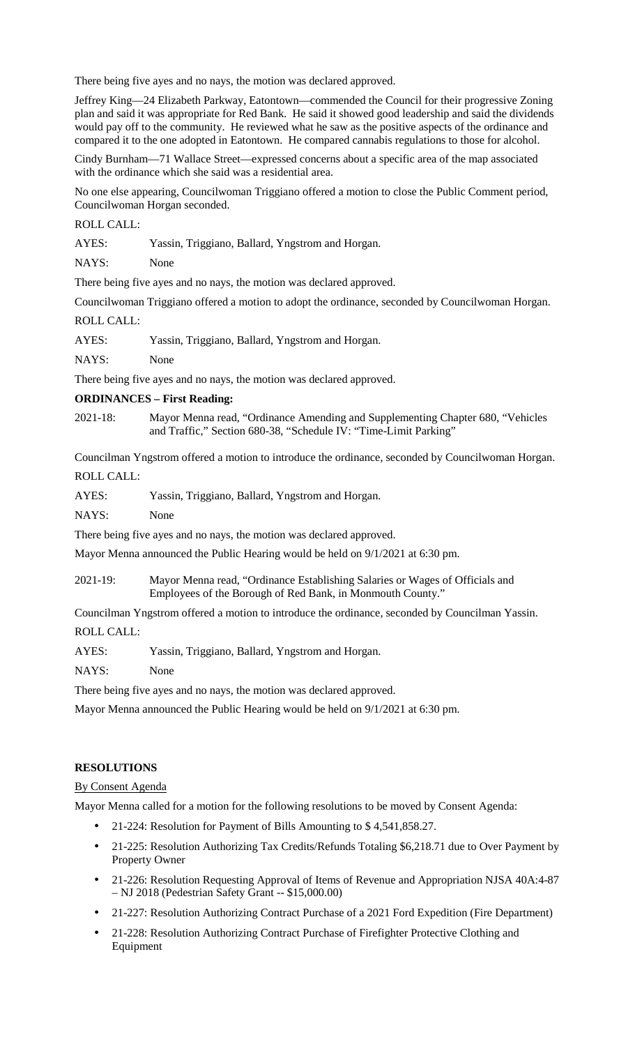There being five ayes and no nays, the motion was declared approved.

Jeffrey King—24 Elizabeth Parkway, Eatontown—commended the Council for their progressive Zoning plan and said it was appropriate for Red Bank. He said it showed good leadership and said the dividends would pay off to the community. He reviewed what he saw as the positive aspects of the ordinance and compared it to the one adopted in Eatontown. He compared cannabis regulations to those for alcohol.

Cindy Burnham—71 Wallace Street—expressed concerns about a specific area of the map associated with the ordinance which she said was a residential area.

No one else appearing, Councilwoman Triggiano offered a motion to close the Public Comment period, Councilwoman Horgan seconded.

ROLL CALL:

AYES: Yassin, Triggiano, Ballard, Yngstrom and Horgan.

NAYS: None

There being five ayes and no nays, the motion was declared approved.

Councilwoman Triggiano offered a motion to adopt the ordinance, seconded by Councilwoman Horgan.

ROLL CALL:

AYES: Yassin, Triggiano, Ballard, Yngstrom and Horgan.

NAYS: None

There being five ayes and no nays, the motion was declared approved.

**ORDINANCES – First Reading:**

2021-18: Mayor Menna read, "Ordinance Amending and Supplementing Chapter 680, "Vehicles and Traffic," Section 680-38, "Schedule IV: "Time-Limit Parking"

Councilman Yngstrom offered a motion to introduce the ordinance, seconded by Councilwoman Horgan.

ROLL CALL:

AYES: Yassin, Triggiano, Ballard, Yngstrom and Horgan.

NAYS: None

There being five ayes and no nays, the motion was declared approved.

Mayor Menna announced the Public Hearing would be held on 9/1/2021 at 6:30 pm.

2021-19: Mayor Menna read, "Ordinance Establishing Salaries or Wages of Officials and Employees of the Borough of Red Bank, in Monmouth County."

Councilman Yngstrom offered a motion to introduce the ordinance, seconded by Councilman Yassin.

ROLL CALL:

AYES: Yassin, Triggiano, Ballard, Yngstrom and Horgan.

NAYS: None

There being five ayes and no nays, the motion was declared approved.

Mayor Menna announced the Public Hearing would be held on 9/1/2021 at 6:30 pm.

**RESOLUTIONS**

By Consent Agenda

Mayor Menna called for a motion for the following resolutions to be moved by Consent Agenda:

- 21-224: Resolution for Payment of Bills Amounting to $ 4,541,858.27.
- 21-225: Resolution Authorizing Tax Credits/Refunds Totaling $6,218.71 due to Over Payment by Property Owner
- 21-226: Resolution Requesting Approval of Items of Revenue and Appropriation NJSA 40A:4-87 – NJ 2018 (Pedestrian Safety Grant -- $15,000.00)
- 21-227: Resolution Authorizing Contract Purchase of a 2021 Ford Expedition (Fire Department)
- 21-228: Resolution Authorizing Contract Purchase of Firefighter Protective Clothing and Equipment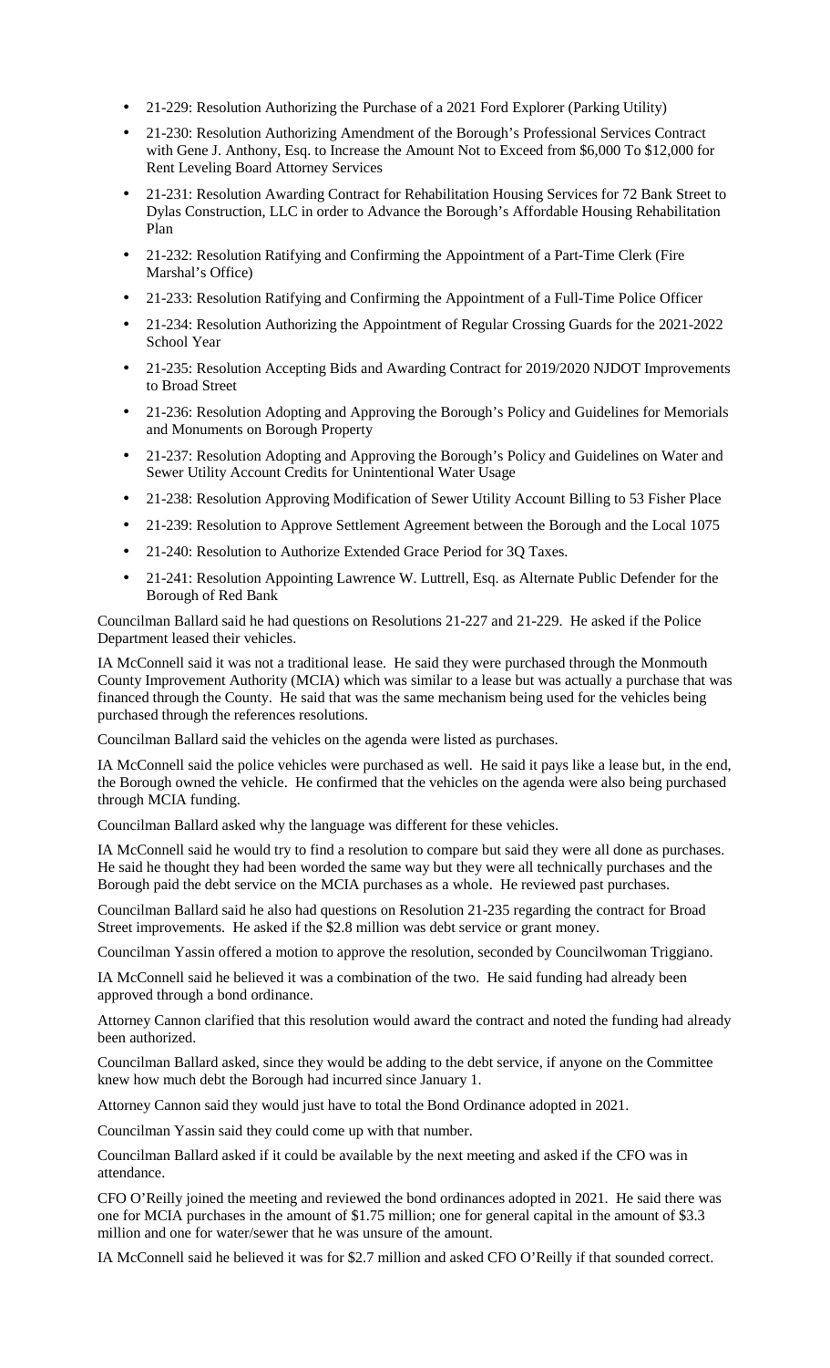- 21-229: Resolution Authorizing the Purchase of a 2021 Ford Explorer (Parking Utility)
- 21-230: Resolution Authorizing Amendment of the Borough's Professional Services Contract with Gene J. Anthony, Esq. to Increase the Amount Not to Exceed from $6,000 To $12,000 for Rent Leveling Board Attorney Services
- 21-231: Resolution Awarding Contract for Rehabilitation Housing Services for 72 Bank Street to Dylas Construction, LLC in order to Advance the Borough's Affordable Housing Rehabilitation Plan
- 21-232: Resolution Ratifying and Confirming the Appointment of a Part-Time Clerk (Fire Marshal's Office)
- 21-233: Resolution Ratifying and Confirming the Appointment of a Full-Time Police Officer
- 21-234: Resolution Authorizing the Appointment of Regular Crossing Guards for the 2021-2022 School Year
- 21-235: Resolution Accepting Bids and Awarding Contract for 2019/2020 NJDOT Improvements to Broad Street
- 21-236: Resolution Adopting and Approving the Borough's Policy and Guidelines for Memorials and Monuments on Borough Property
- 21-237: Resolution Adopting and Approving the Borough's Policy and Guidelines on Water and Sewer Utility Account Credits for Unintentional Water Usage
- 21-238: Resolution Approving Modification of Sewer Utility Account Billing to 53 Fisher Place
- 21-239: Resolution to Approve Settlement Agreement between the Borough and the Local 1075
- 21-240: Resolution to Authorize Extended Grace Period for 3Q Taxes.
- 21-241: Resolution Appointing Lawrence W. Luttrell, Esq. as Alternate Public Defender for the Borough of Red Bank

Councilman Ballard said he had questions on Resolutions 21-227 and 21-229. He asked if the Police Department leased their vehicles.

IA McConnell said it was not a traditional lease. He said they were purchased through the Monmouth County Improvement Authority (MCIA) which was similar to a lease but was actually a purchase that was financed through the County. He said that was the same mechanism being used for the vehicles being purchased through the references resolutions.

Councilman Ballard said the vehicles on the agenda were listed as purchases.

IA McConnell said the police vehicles were purchased as well. He said it pays like a lease but, in the end, the Borough owned the vehicle. He confirmed that the vehicles on the agenda were also being purchased through MCIA funding.

Councilman Ballard asked why the language was different for these vehicles.

IA McConnell said he would try to find a resolution to compare but said they were all done as purchases. He said he thought they had been worded the same way but they were all technically purchases and the Borough paid the debt service on the MCIA purchases as a whole. He reviewed past purchases.

Councilman Ballard said he also had questions on Resolution 21-235 regarding the contract for Broad Street improvements. He asked if the $2.8 million was debt service or grant money.

Councilman Yassin offered a motion to approve the resolution, seconded by Councilwoman Triggiano.

IA McConnell said he believed it was a combination of the two. He said funding had already been approved through a bond ordinance.

Attorney Cannon clarified that this resolution would award the contract and noted the funding had already been authorized.

Councilman Ballard asked, since they would be adding to the debt service, if anyone on the Committee knew how much debt the Borough had incurred since January 1.

Attorney Cannon said they would just have to total the Bond Ordinance adopted in 2021.

Councilman Yassin said they could come up with that number.

Councilman Ballard asked if it could be available by the next meeting and asked if the CFO was in attendance.

CFO O'Reilly joined the meeting and reviewed the bond ordinances adopted in 2021. He said there was one for MCIA purchases in the amount of $1.75 million; one for general capital in the amount of $3.3 million and one for water/sewer that he was unsure of the amount.

IA McConnell said he believed it was for $2.7 million and asked CFO O'Reilly if that sounded correct.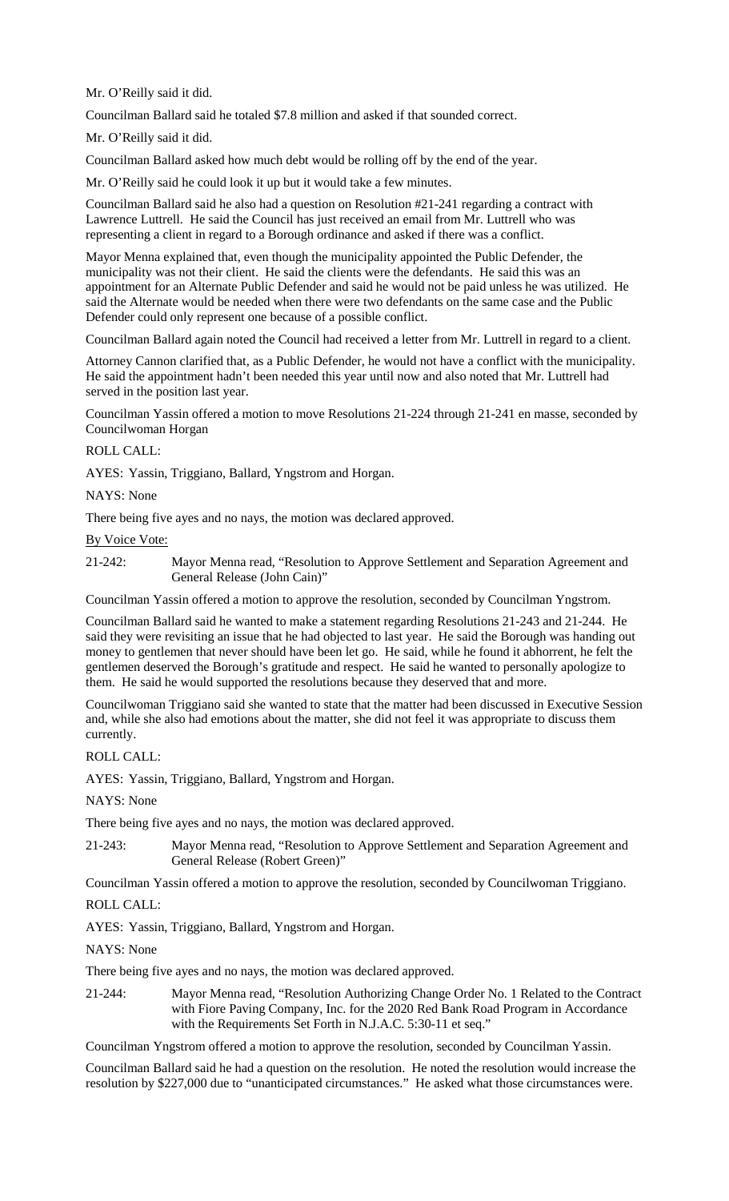Mr. O'Reilly said it did.

Councilman Ballard said he totaled $7.8 million and asked if that sounded correct.

Mr. O'Reilly said it did.

Councilman Ballard asked how much debt would be rolling off by the end of the year.

Mr. O'Reilly said he could look it up but it would take a few minutes.

Councilman Ballard said he also had a question on Resolution #21-241 regarding a contract with Lawrence Luttrell. He said the Council has just received an email from Mr. Luttrell who was representing a client in regard to a Borough ordinance and asked if there was a conflict.

Mayor Menna explained that, even though the municipality appointed the Public Defender, the municipality was not their client. He said the clients were the defendants. He said this was an appointment for an Alternate Public Defender and said he would not be paid unless he was utilized. He said the Alternate would be needed when there were two defendants on the same case and the Public Defender could only represent one because of a possible conflict.

Councilman Ballard again noted the Council had received a letter from Mr. Luttrell in regard to a client.

Attorney Cannon clarified that, as a Public Defender, he would not have a conflict with the municipality. He said the appointment hadn't been needed this year until now and also noted that Mr. Luttrell had served in the position last year.

Councilman Yassin offered a motion to move Resolutions 21-224 through 21-241 en masse, seconded by Councilwoman Horgan

ROLL CALL:

AYES: Yassin, Triggiano, Ballard, Yngstrom and Horgan.

NAYS: None

There being five ayes and no nays, the motion was declared approved.

By Voice Vote:

21-242: Mayor Menna read, "Resolution to Approve Settlement and Separation Agreement and General Release (John Cain)"

Councilman Yassin offered a motion to approve the resolution, seconded by Councilman Yngstrom.

Councilman Ballard said he wanted to make a statement regarding Resolutions 21-243 and 21-244. He said they were revisiting an issue that he had objected to last year. He said the Borough was handing out money to gentlemen that never should have been let go. He said, while he found it abhorrent, he felt the gentlemen deserved the Borough's gratitude and respect. He said he wanted to personally apologize to them. He said he would supported the resolutions because they deserved that and more.

Councilwoman Triggiano said she wanted to state that the matter had been discussed in Executive Session and, while she also had emotions about the matter, she did not feel it was appropriate to discuss them currently.

ROLL CALL:

AYES: Yassin, Triggiano, Ballard, Yngstrom and Horgan.

NAYS: None

There being five ayes and no nays, the motion was declared approved.

21-243: Mayor Menna read, "Resolution to Approve Settlement and Separation Agreement and General Release (Robert Green)"

Councilman Yassin offered a motion to approve the resolution, seconded by Councilwoman Triggiano.

ROLL CALL:

AYES: Yassin, Triggiano, Ballard, Yngstrom and Horgan.

NAYS: None

There being five ayes and no nays, the motion was declared approved.

21-244: Mayor Menna read, "Resolution Authorizing Change Order No. 1 Related to the Contract with Fiore Paving Company, Inc. for the 2020 Red Bank Road Program in Accordance with the Requirements Set Forth in N.J.A.C. 5:30-11 et seq."

Councilman Yngstrom offered a motion to approve the resolution, seconded by Councilman Yassin.

Councilman Ballard said he had a question on the resolution. He noted the resolution would increase the resolution by $227,000 due to "unanticipated circumstances." He asked what those circumstances were.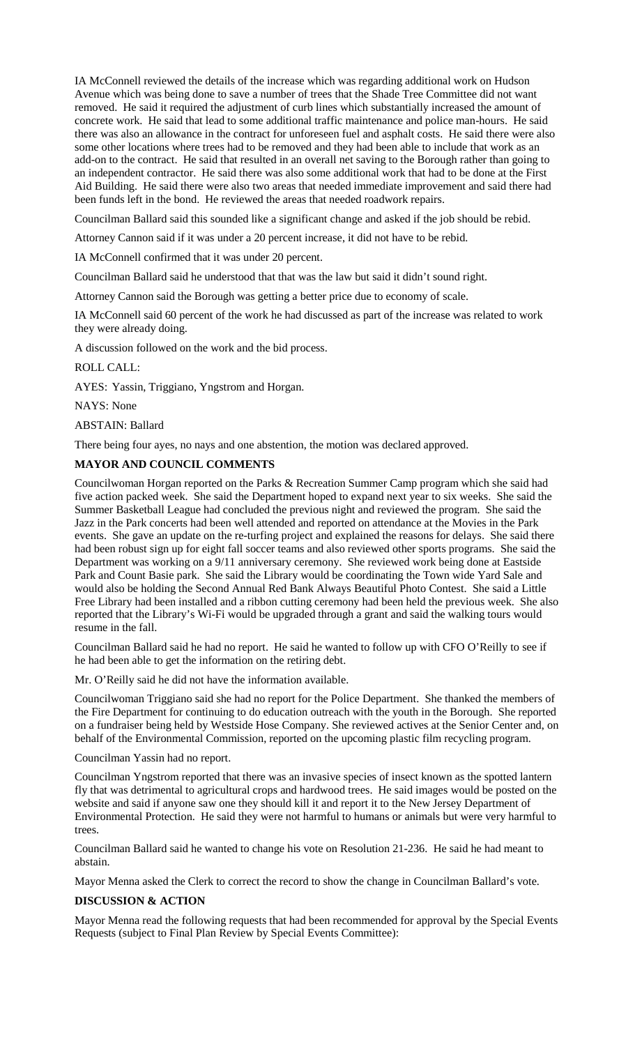IA McConnell reviewed the details of the increase which was regarding additional work on Hudson Avenue which was being done to save a number of trees that the Shade Tree Committee did not want removed. He said it required the adjustment of curb lines which substantially increased the amount of concrete work. He said that lead to some additional traffic maintenance and police man-hours. He said there was also an allowance in the contract for unforeseen fuel and asphalt costs. He said there were also some other locations where trees had to be removed and they had been able to include that work as an add-on to the contract. He said that resulted in an overall net saving to the Borough rather than going to an independent contractor. He said there was also some additional work that had to be done at the First Aid Building. He said there were also two areas that needed immediate improvement and said there had been funds left in the bond. He reviewed the areas that needed roadwork repairs.

Councilman Ballard said this sounded like a significant change and asked if the job should be rebid.

Attorney Cannon said if it was under a 20 percent increase, it did not have to be rebid.

IA McConnell confirmed that it was under 20 percent.

Councilman Ballard said he understood that that was the law but said it didn't sound right.

Attorney Cannon said the Borough was getting a better price due to economy of scale.

IA McConnell said 60 percent of the work he had discussed as part of the increase was related to work they were already doing.

A discussion followed on the work and the bid process.

ROLL CALL:

AYES: Yassin, Triggiano, Yngstrom and Horgan.

NAYS: None

ABSTAIN: Ballard

There being four ayes, no nays and one abstention, the motion was declared approved.

**MAYOR AND COUNCIL COMMENTS**

Councilwoman Horgan reported on the Parks & Recreation Summer Camp program which she said had five action packed week. She said the Department hoped to expand next year to six weeks. She said the Summer Basketball League had concluded the previous night and reviewed the program. She said the Jazz in the Park concerts had been well attended and reported on attendance at the Movies in the Park events. She gave an update on the re-turfing project and explained the reasons for delays. She said there had been robust sign up for eight fall soccer teams and also reviewed other sports programs. She said the Department was working on a 9/11 anniversary ceremony. She reviewed work being done at Eastside Park and Count Basie park. She said the Library would be coordinating the Town wide Yard Sale and would also be holding the Second Annual Red Bank Always Beautiful Photo Contest. She said a Little Free Library had been installed and a ribbon cutting ceremony had been held the previous week. She also reported that the Library's Wi-Fi would be upgraded through a grant and said the walking tours would resume in the fall.

Councilman Ballard said he had no report. He said he wanted to follow up with CFO O'Reilly to see if he had been able to get the information on the retiring debt.

Mr. O'Reilly said he did not have the information available.

Councilwoman Triggiano said she had no report for the Police Department. She thanked the members of the Fire Department for continuing to do education outreach with the youth in the Borough. She reported on a fundraiser being held by Westside Hose Company. She reviewed actives at the Senior Center and, on behalf of the Environmental Commission, reported on the upcoming plastic film recycling program.

Councilman Yassin had no report.

Councilman Yngstrom reported that there was an invasive species of insect known as the spotted lantern fly that was detrimental to agricultural crops and hardwood trees. He said images would be posted on the website and said if anyone saw one they should kill it and report it to the New Jersey Department of Environmental Protection. He said they were not harmful to humans or animals but were very harmful to trees.

Councilman Ballard said he wanted to change his vote on Resolution 21-236. He said he had meant to abstain.

Mayor Menna asked the Clerk to correct the record to show the change in Councilman Ballard's vote.

**DISCUSSION & ACTION**

Mayor Menna read the following requests that had been recommended for approval by the Special Events Requests (subject to Final Plan Review by Special Events Committee):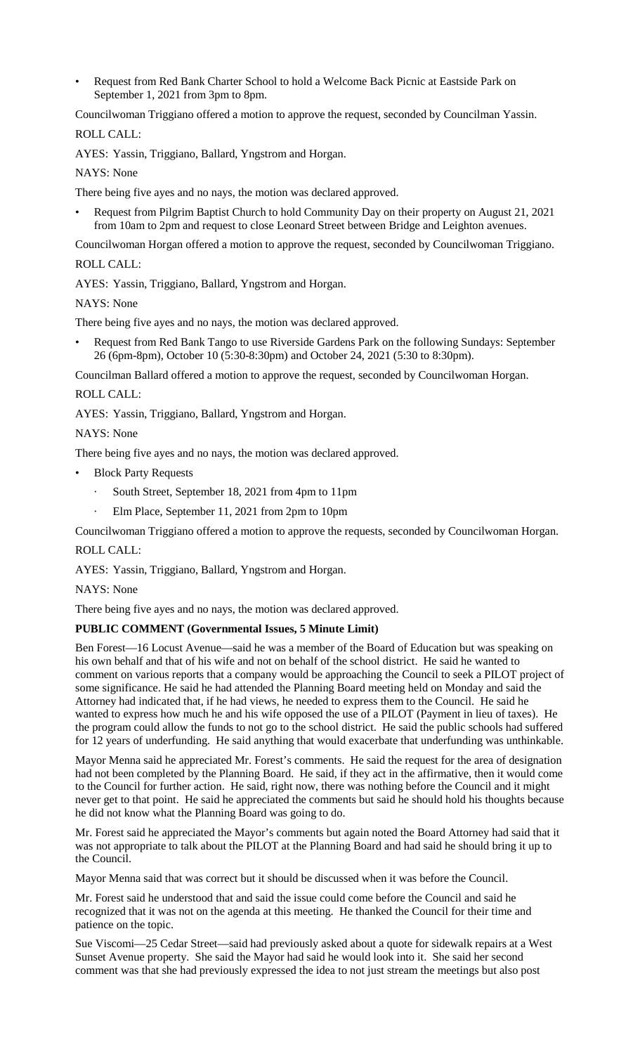- Request from Red Bank Charter School to hold a Welcome Back Picnic at Eastside Park on September 1, 2021 from 3pm to 8pm.

Councilwoman Triggiano offered a motion to approve the request, seconded by Councilman Yassin.

ROLL CALL:

AYES: Yassin, Triggiano, Ballard, Yngstrom and Horgan.

NAYS: None

There being five ayes and no nays, the motion was declared approved.

- Request from Pilgrim Baptist Church to hold Community Day on their property on August 21, 2021 from 10am to 2pm and request to close Leonard Street between Bridge and Leighton avenues.

Councilwoman Horgan offered a motion to approve the request, seconded by Councilwoman Triggiano.

ROLL CALL:

AYES: Yassin, Triggiano, Ballard, Yngstrom and Horgan.

NAYS: None

There being five ayes and no nays, the motion was declared approved.

- Request from Red Bank Tango to use Riverside Gardens Park on the following Sundays: September 26 (6pm-8pm), October 10 (5:30-8:30pm) and October 24, 2021 (5:30 to 8:30pm).

Councilman Ballard offered a motion to approve the request, seconded by Councilwoman Horgan.

ROLL CALL:

AYES: Yassin, Triggiano, Ballard, Yngstrom and Horgan.

NAYS: None

There being five ayes and no nays, the motion was declared approved.

- Block Party Requests
  - South Street, September 18, 2021 from 4pm to 11pm
  - Elm Place, September 11, 2021 from 2pm to 10pm

Councilwoman Triggiano offered a motion to approve the requests, seconded by Councilwoman Horgan.

ROLL CALL:

AYES: Yassin, Triggiano, Ballard, Yngstrom and Horgan.

NAYS: None

There being five ayes and no nays, the motion was declared approved.

**PUBLIC COMMENT (Governmental Issues, 5 Minute Limit)**

Ben Forest—16 Locust Avenue—said he was a member of the Board of Education but was speaking on his own behalf and that of his wife and not on behalf of the school district. He said he wanted to comment on various reports that a company would be approaching the Council to seek a PILOT project of some significance. He said he had attended the Planning Board meeting held on Monday and said the Attorney had indicated that, if he had views, he needed to express them to the Council. He said he wanted to express how much he and his wife opposed the use of a PILOT (Payment in lieu of taxes). He the program could allow the funds to not go to the school district. He said the public schools had suffered for 12 years of underfunding. He said anything that would exacerbate that underfunding was unthinkable.

Mayor Menna said he appreciated Mr. Forest's comments. He said the request for the area of designation had not been completed by the Planning Board. He said, if they act in the affirmative, then it would come to the Council for further action. He said, right now, there was nothing before the Council and it might never get to that point. He said he appreciated the comments but said he should hold his thoughts because he did not know what the Planning Board was going to do.

Mr. Forest said he appreciated the Mayor's comments but again noted the Board Attorney had said that it was not appropriate to talk about the PILOT at the Planning Board and had said he should bring it up to the Council.

Mayor Menna said that was correct but it should be discussed when it was before the Council.

Mr. Forest said he understood that and said the issue could come before the Council and said he recognized that it was not on the agenda at this meeting. He thanked the Council for their time and patience on the topic.

Sue Viscomi—25 Cedar Street—said had previously asked about a quote for sidewalk repairs at a West Sunset Avenue property. She said the Mayor had said he would look into it. She said her second comment was that she had previously expressed the idea to not just stream the meetings but also post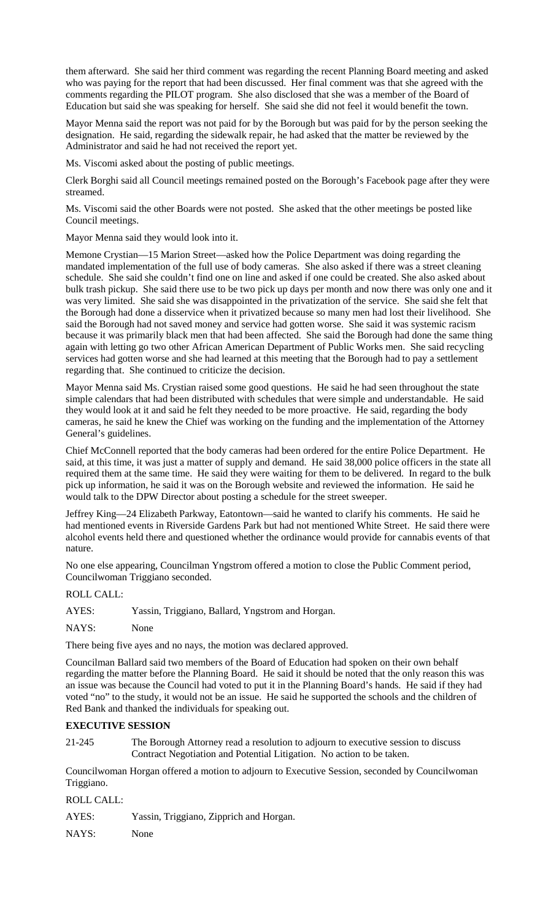them afterward. She said her third comment was regarding the recent Planning Board meeting and asked who was paying for the report that had been discussed. Her final comment was that she agreed with the comments regarding the PILOT program. She also disclosed that she was a member of the Board of Education but said she was speaking for herself. She said she did not feel it would benefit the town.

Mayor Menna said the report was not paid for by the Borough but was paid for by the person seeking the designation. He said, regarding the sidewalk repair, he had asked that the matter be reviewed by the Administrator and said he had not received the report yet.

Ms. Viscomi asked about the posting of public meetings.

Clerk Borghi said all Council meetings remained posted on the Borough's Facebook page after they were streamed.

Ms. Viscomi said the other Boards were not posted. She asked that the other meetings be posted like Council meetings.

Mayor Menna said they would look into it.

Memone Crystian—15 Marion Street—asked how the Police Department was doing regarding the mandated implementation of the full use of body cameras. She also asked if there was a street cleaning schedule. She said she couldn't find one on line and asked if one could be created. She also asked about bulk trash pickup. She said there use to be two pick up days per month and now there was only one and it was very limited. She said she was disappointed in the privatization of the service. She said she felt that the Borough had done a disservice when it privatized because so many men had lost their livelihood. She said the Borough had not saved money and service had gotten worse. She said it was systemic racism because it was primarily black men that had been affected. She said the Borough had done the same thing again with letting go two other African American Department of Public Works men. She said recycling services had gotten worse and she had learned at this meeting that the Borough had to pay a settlement regarding that. She continued to criticize the decision.

Mayor Menna said Ms. Crystian raised some good questions. He said he had seen throughout the state simple calendars that had been distributed with schedules that were simple and understandable. He said they would look at it and said he felt they needed to be more proactive. He said, regarding the body cameras, he said he knew the Chief was working on the funding and the implementation of the Attorney General's guidelines.

Chief McConnell reported that the body cameras had been ordered for the entire Police Department. He said, at this time, it was just a matter of supply and demand. He said 38,000 police officers in the state all required them at the same time. He said they were waiting for them to be delivered. In regard to the bulk pick up information, he said it was on the Borough website and reviewed the information. He said he would talk to the DPW Director about posting a schedule for the street sweeper.

Jeffrey King—24 Elizabeth Parkway, Eatontown—said he wanted to clarify his comments. He said he had mentioned events in Riverside Gardens Park but had not mentioned White Street. He said there were alcohol events held there and questioned whether the ordinance would provide for cannabis events of that nature.

No one else appearing, Councilman Yngstrom offered a motion to close the Public Comment period, Councilwoman Triggiano seconded.

ROLL CALL:

AYES: Yassin, Triggiano, Ballard, Yngstrom and Horgan.

NAYS: None

There being five ayes and no nays, the motion was declared approved.

Councilman Ballard said two members of the Board of Education had spoken on their own behalf regarding the matter before the Planning Board. He said it should be noted that the only reason this was an issue was because the Council had voted to put it in the Planning Board's hands. He said if they had voted "no" to the study, it would not be an issue. He said he supported the schools and the children of Red Bank and thanked the individuals for speaking out.

**EXECUTIVE SESSION**

21-245 The Borough Attorney read a resolution to adjourn to executive session to discuss Contract Negotiation and Potential Litigation. No action to be taken.

Councilwoman Horgan offered a motion to adjourn to Executive Session, seconded by Councilwoman Triggiano.

ROLL CALL:

AYES: Yassin, Triggiano, Zipprich and Horgan.

NAYS: None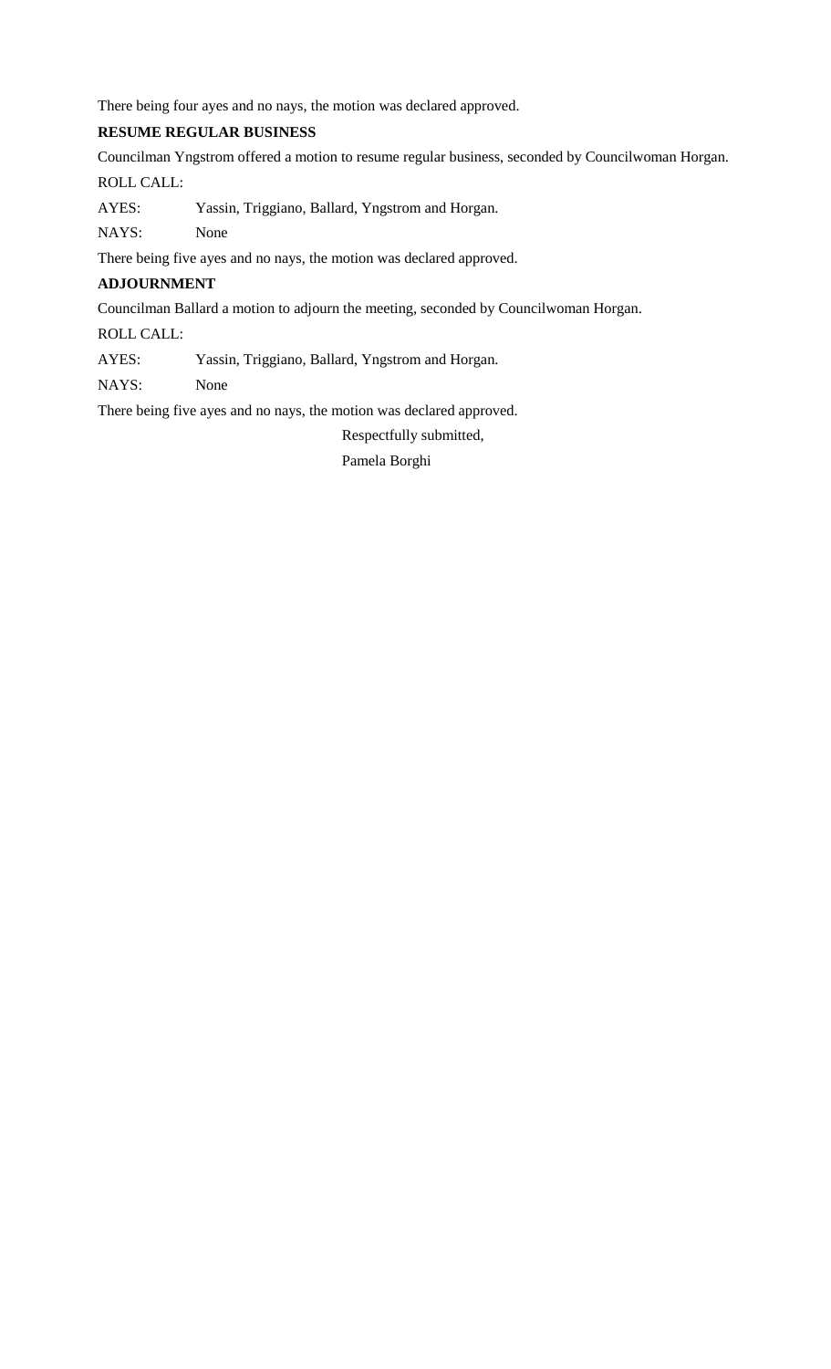There being four ayes and no nays, the motion was declared approved.

**RESUME REGULAR BUSINESS**

Councilman Yngstrom offered a motion to resume regular business, seconded by Councilwoman Horgan.

ROLL CALL:

AYES: Yassin, Triggiano, Ballard, Yngstrom and Horgan.

NAYS: None

There being five ayes and no nays, the motion was declared approved.

**ADJOURNMENT**

Councilman Ballard a motion to adjourn the meeting, seconded by Councilwoman Horgan.

ROLL CALL:

AYES: Yassin, Triggiano, Ballard, Yngstrom and Horgan.

NAYS: None

There being five ayes and no nays, the motion was declared approved.

Respectfully submitted,

Pamela Borghi